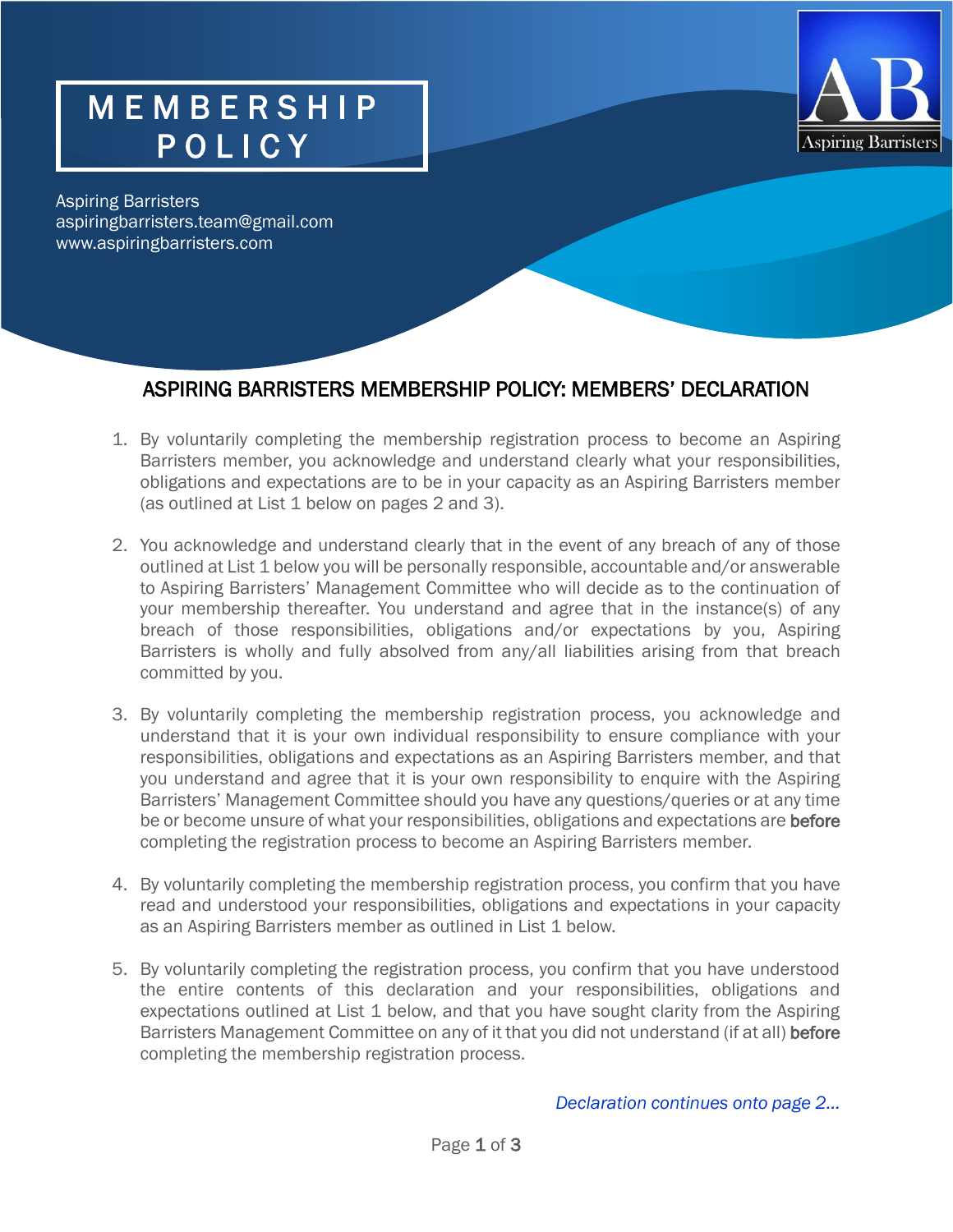# MEMBERSHIP POLICY

Aspiring Barristers
aspiringbarristers.team@gmail.com
www.aspiringbarristers.com

## ASPIRING BARRISTERS MEMBERSHIP POLICY: MEMBERS' DECLARATION

1. By voluntarily completing the membership registration process to become an Aspiring Barristers member, you acknowledge and understand clearly what your responsibilities, obligations and expectations are to be in your capacity as an Aspiring Barristers member (as outlined at List 1 below on pages 2 and 3).

2. You acknowledge and understand clearly that in the event of any breach of any of those outlined at List 1 below you will be personally responsible, accountable and/or answerable to Aspiring Barristers' Management Committee who will decide as to the continuation of your membership thereafter. You understand and agree that in the instance(s) of any breach of those responsibilities, obligations and/or expectations by you, Aspiring Barristers is wholly and fully absolved from any/all liabilities arising from that breach committed by you.

3. By voluntarily completing the membership registration process, you acknowledge and understand that it is your own individual responsibility to ensure compliance with your responsibilities, obligations and expectations as an Aspiring Barristers member, and that you understand and agree that it is your own responsibility to enquire with the Aspiring Barristers' Management Committee should you have any questions/queries or at any time be or become unsure of what your responsibilities, obligations and expectations are **before** completing the registration process to become an Aspiring Barristers member.

4. By voluntarily completing the membership registration process, you confirm that you have read and understood your responsibilities, obligations and expectations in your capacity as an Aspiring Barristers member as outlined in List 1 below.

5. By voluntarily completing the registration process, you confirm that you have understood the entire contents of this declaration and your responsibilities, obligations and expectations outlined at List 1 below, and that you have sought clarity from the Aspiring Barristers Management Committee on any of it that you did not understand (if at all) **before** completing the membership registration process.

*Declaration continues onto page 2…*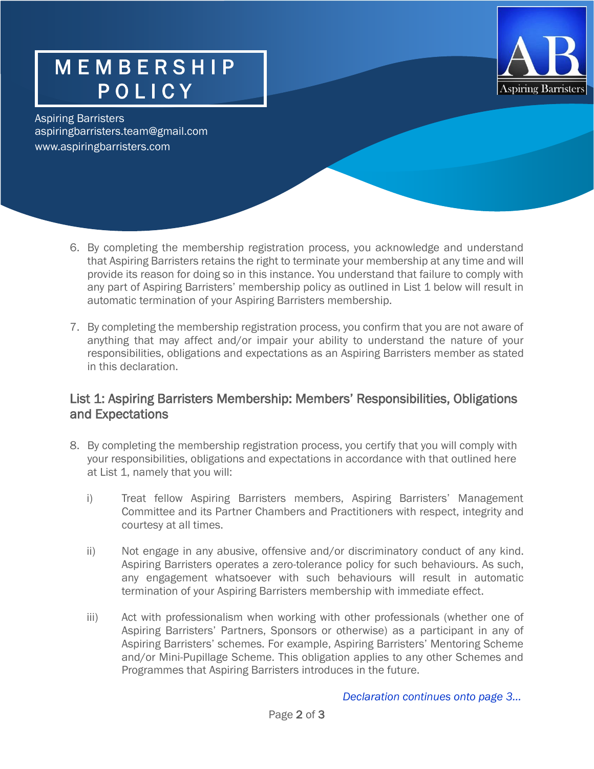# MEMBERSHIP POLICY

Aspiring Barristers
aspiringbarristers.team@gmail.com
www.aspiringbarristers.com

6. By completing the membership registration process, you acknowledge and understand that Aspiring Barristers retains the right to terminate your membership at any time and will provide its reason for doing so in this instance. You understand that failure to comply with any part of Aspiring Barristers' membership policy as outlined in List 1 below will result in automatic termination of your Aspiring Barristers membership.

7. By completing the membership registration process, you confirm that you are not aware of anything that may affect and/or impair your ability to understand the nature of your responsibilities, obligations and expectations as an Aspiring Barristers member as stated in this declaration.

## List 1: Aspiring Barristers Membership: Members' Responsibilities, Obligations and Expectations

8. By completing the membership registration process, you certify that you will comply with your responsibilities, obligations and expectations in accordance with that outlined here at List 1, namely that you will:

   i) Treat fellow Aspiring Barristers members, Aspiring Barristers' Management Committee and its Partner Chambers and Practitioners with respect, integrity and courtesy at all times.

   ii) Not engage in any abusive, offensive and/or discriminatory conduct of any kind. Aspiring Barristers operates a zero-tolerance policy for such behaviours. As such, any engagement whatsoever with such behaviours will result in automatic termination of your Aspiring Barristers membership with immediate effect.

   iii) Act with professionalism when working with other professionals (whether one of Aspiring Barristers' Partners, Sponsors or otherwise) as a participant in any of Aspiring Barristers' schemes. For example, Aspiring Barristers' Mentoring Scheme and/or Mini-Pupillage Scheme. This obligation applies to any other Schemes and Programmes that Aspiring Barristers introduces in the future.

*Declaration continues onto page 3...*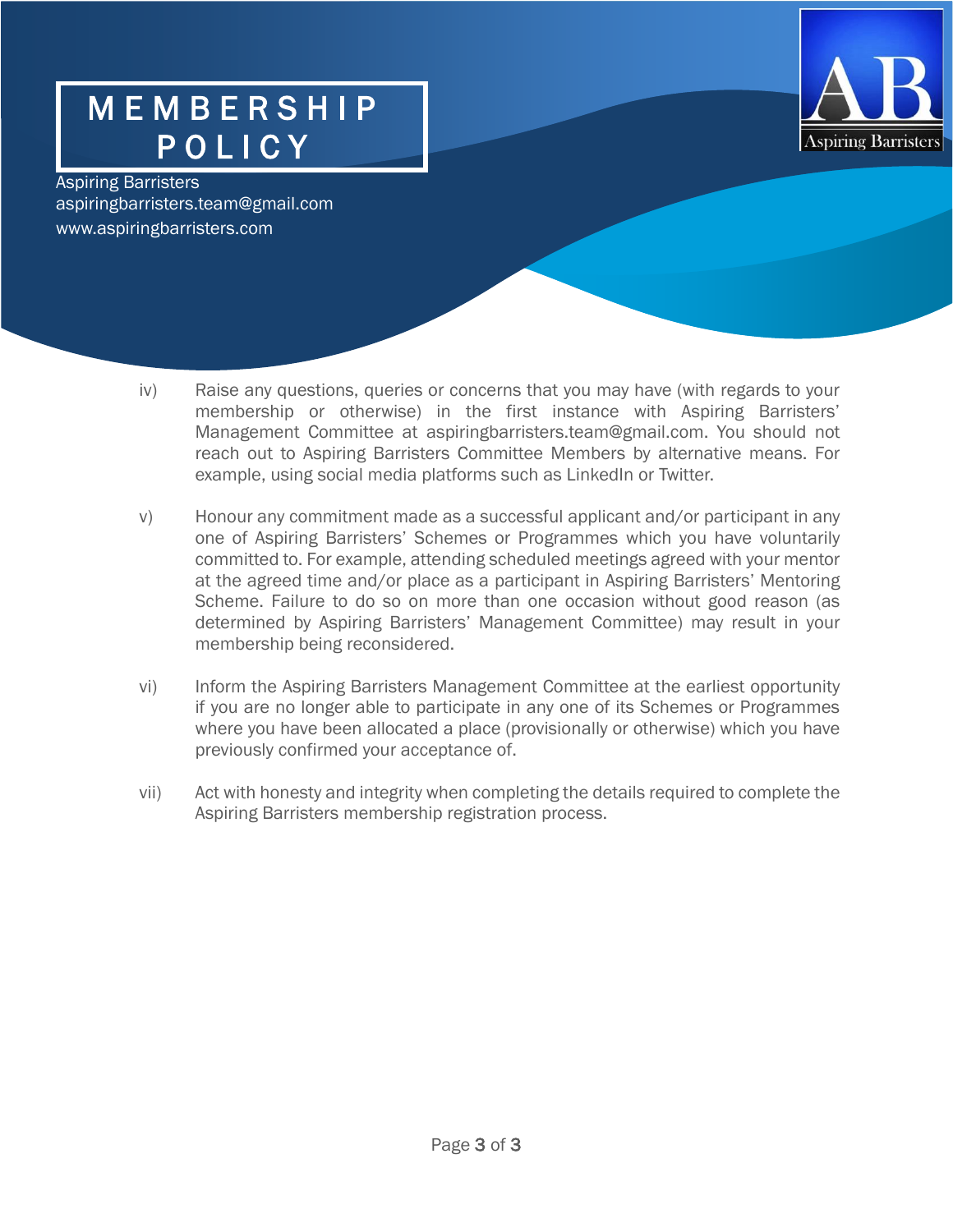iv) Raise any questions, queries or concerns that you may have (with regards to your membership or otherwise) in the first instance with Aspiring Barristers' Management Committee at aspiringbarristers.team@gmail.com. You should not reach out to Aspiring Barristers Committee Members by alternative means. For example, using social media platforms such as LinkedIn or Twitter.

v) Honour any commitment made as a successful applicant and/or participant in any one of Aspiring Barristers' Schemes or Programmes which you have voluntarily committed to. For example, attending scheduled meetings agreed with your mentor at the agreed time and/or place as a participant in Aspiring Barristers' Mentoring Scheme. Failure to do so on more than one occasion without good reason (as determined by Aspiring Barristers' Management Committee) may result in your membership being reconsidered.

vi) Inform the Aspiring Barristers Management Committee at the earliest opportunity if you are no longer able to participate in any one of its Schemes or Programmes where you have been allocated a place (provisionally or otherwise) which you have previously confirmed your acceptance of.

vii) Act with honesty and integrity when completing the details required to complete the Aspiring Barristers membership registration process.